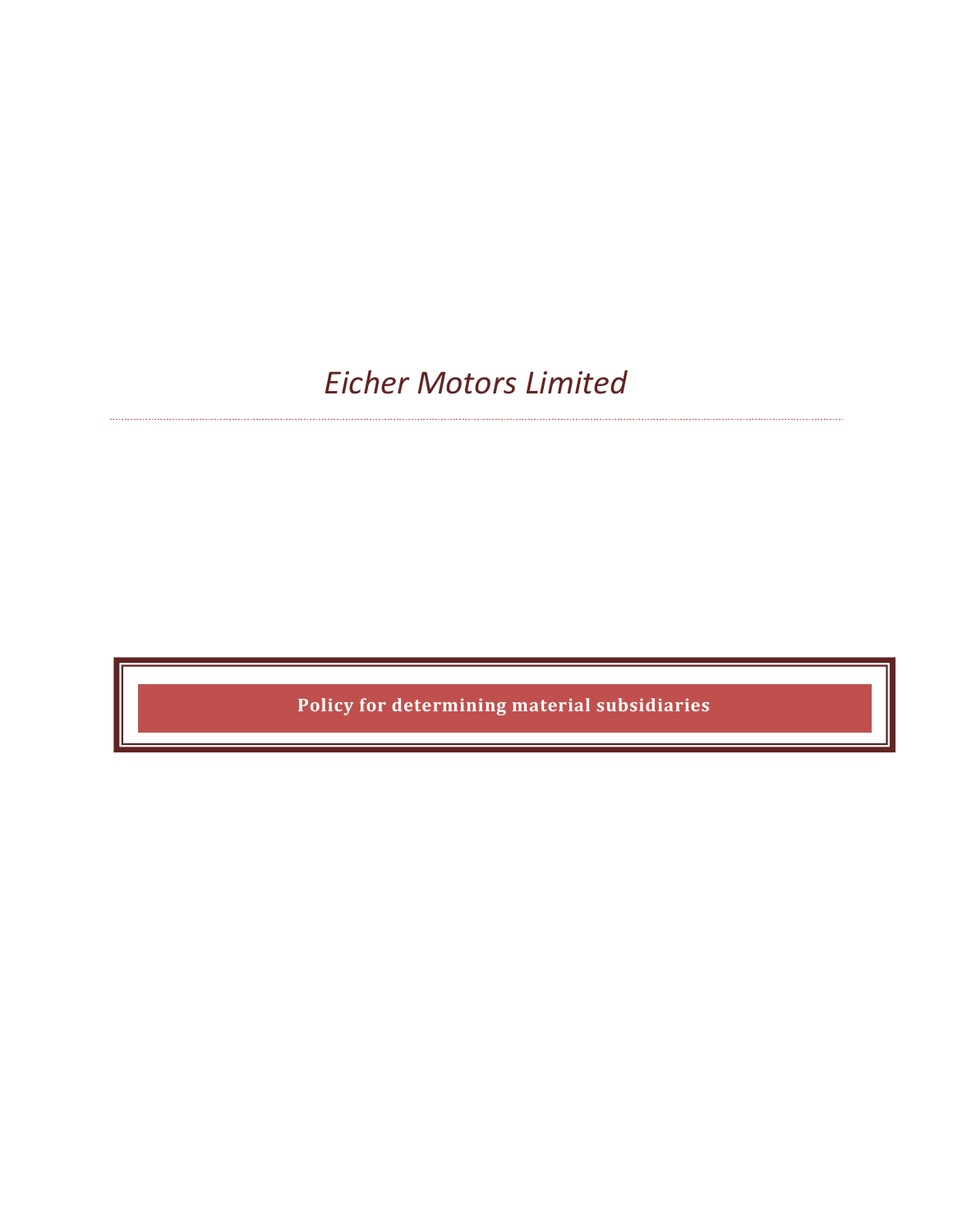# *Eicher Motors Limited*

## Policy for determining material subsidiaries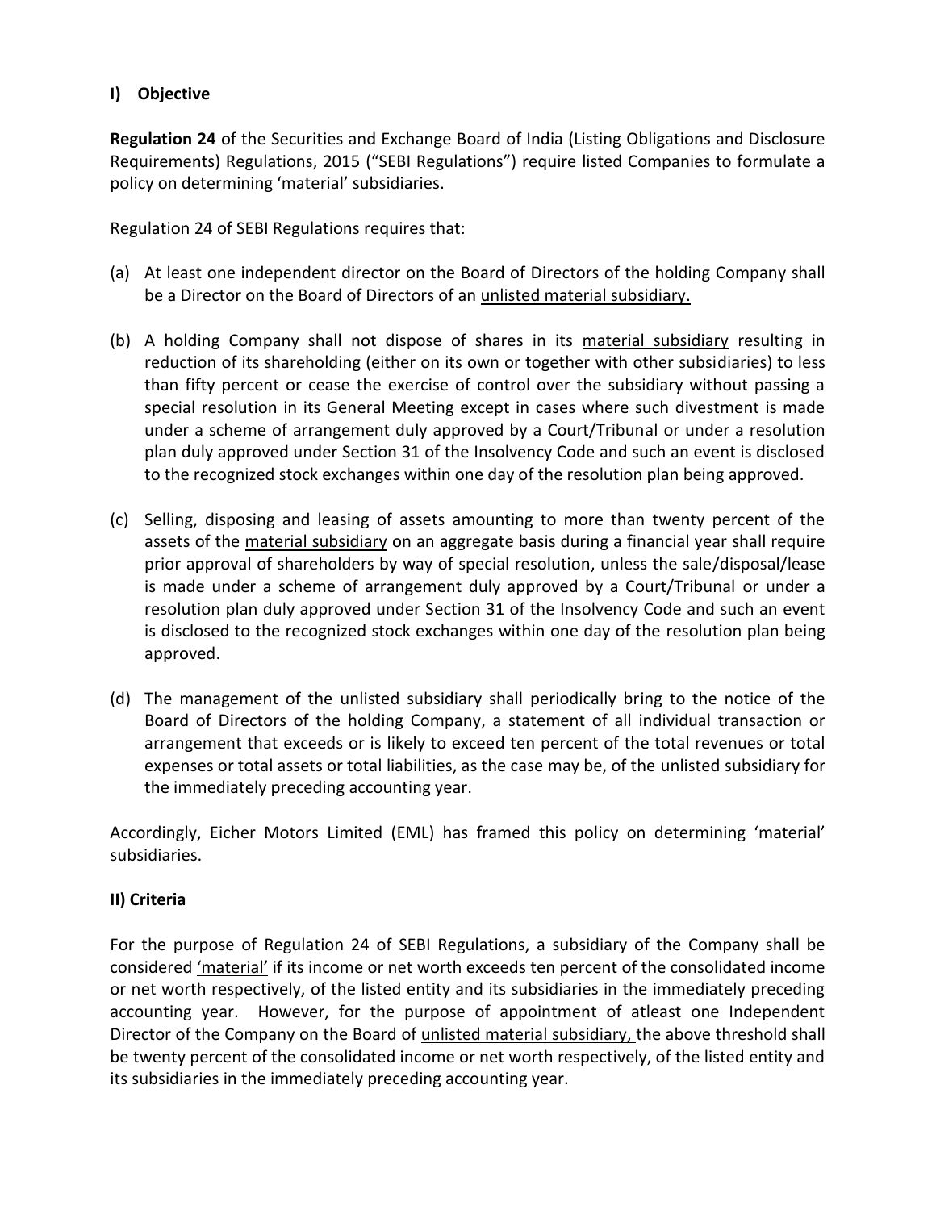## I) Objective

**Regulation 24** of the Securities and Exchange Board of India (Listing Obligations and Disclosure Requirements) Regulations, 2015 ("SEBI Regulations") require listed Companies to formulate a policy on determining 'material' subsidiaries.

Regulation 24 of SEBI Regulations requires that:

(a) At least one independent director on the Board of Directors of the holding Company shall be a Director on the Board of Directors of an <u>unlisted material subsidiary.</u>

(b) A holding Company shall not dispose of shares in its <u>material subsidiary</u> resulting in reduction of its shareholding (either on its own or together with other subsidiaries) to less than fifty percent or cease the exercise of control over the subsidiary without passing a special resolution in its General Meeting except in cases where such divestment is made under a scheme of arrangement duly approved by a Court/Tribunal or under a resolution plan duly approved under Section 31 of the Insolvency Code and such an event is disclosed to the recognized stock exchanges within one day of the resolution plan being approved.

(c) Selling, disposing and leasing of assets amounting to more than twenty percent of the assets of the <u>material subsidiary</u> on an aggregate basis during a financial year shall require prior approval of shareholders by way of special resolution, unless the sale/disposal/lease is made under a scheme of arrangement duly approved by a Court/Tribunal or under a resolution plan duly approved under Section 31 of the Insolvency Code and such an event is disclosed to the recognized stock exchanges within one day of the resolution plan being approved.

(d) The management of the unlisted subsidiary shall periodically bring to the notice of the Board of Directors of the holding Company, a statement of all individual transaction or arrangement that exceeds or is likely to exceed ten percent of the total revenues or total expenses or total assets or total liabilities, as the case may be, of the <u>unlisted subsidiary</u> for the immediately preceding accounting year.

Accordingly, Eicher Motors Limited (EML) has framed this policy on determining 'material' subsidiaries.

## II) Criteria

For the purpose of Regulation 24 of SEBI Regulations, a subsidiary of the Company shall be considered <u>'material'</u> if its income or net worth exceeds ten percent of the consolidated income or net worth respectively, of the listed entity and its subsidiaries in the immediately preceding accounting year. However, for the purpose of appointment of atleast one Independent Director of the Company on the Board of <u>unlisted material subsidiary,</u> the above threshold shall be twenty percent of the consolidated income or net worth respectively, of the listed entity and its subsidiaries in the immediately preceding accounting year.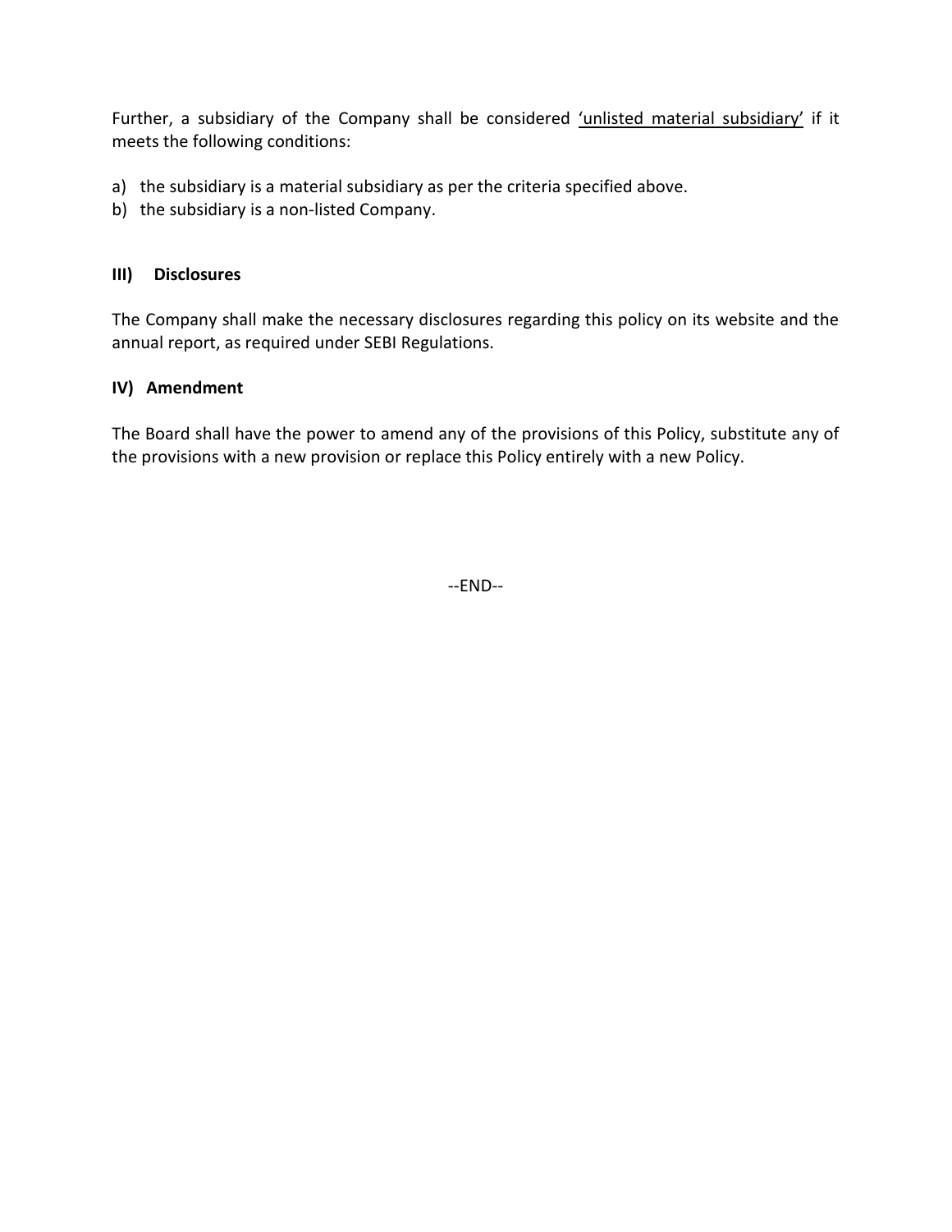Further, a subsidiary of the Company shall be considered 'unlisted material subsidiary' if it meets the following conditions:

a) the subsidiary is a material subsidiary as per the criteria specified above.
b) the subsidiary is a non-listed Company.

## III) Disclosures

The Company shall make the necessary disclosures regarding this policy on its website and the annual report, as required under SEBI Regulations.

## IV) Amendment

The Board shall have the power to amend any of the provisions of this Policy, substitute any of the provisions with a new provision or replace this Policy entirely with a new Policy.

--END--